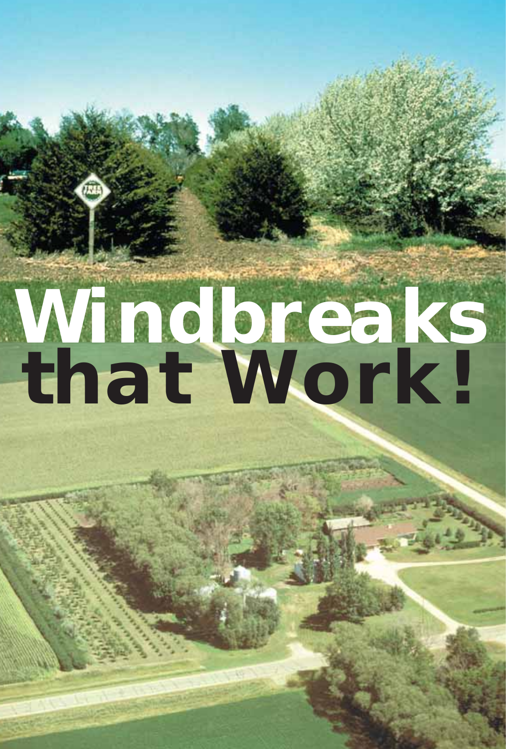# Windbreaks that Work!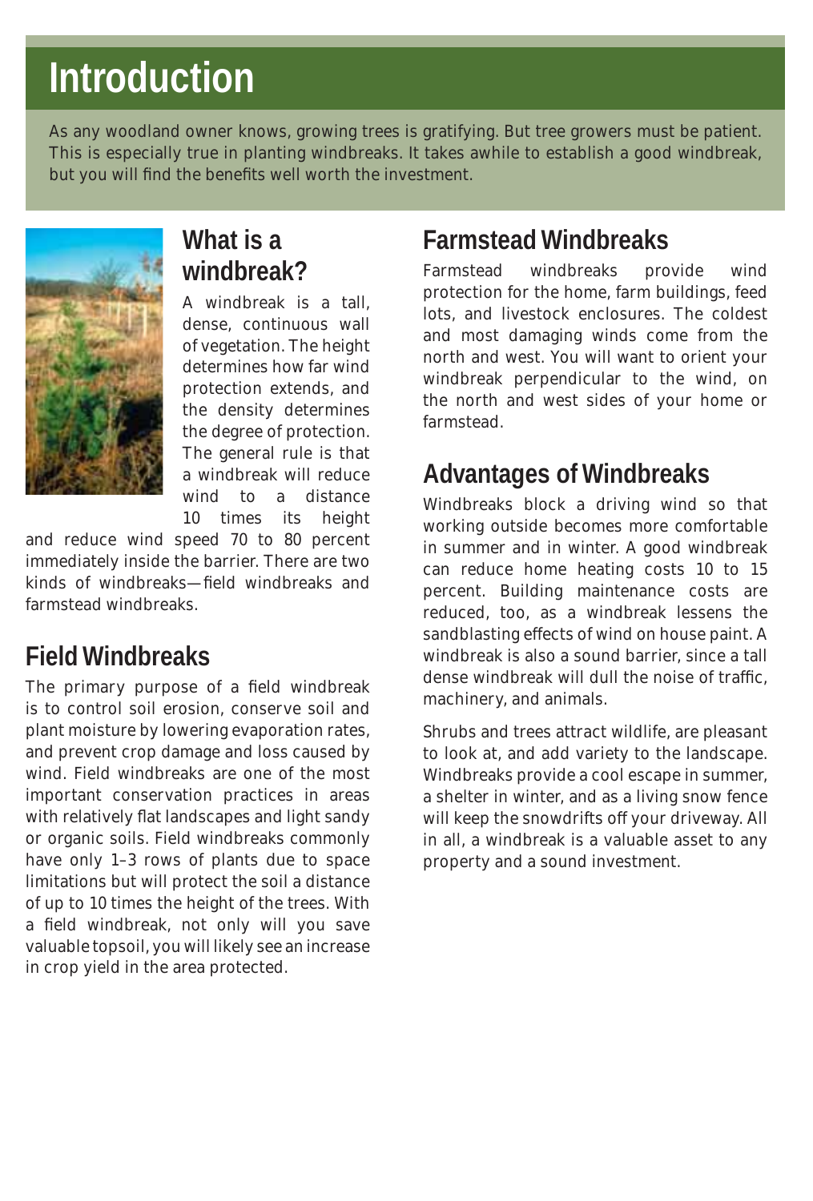# Introduction

As any woodland owner knows, growing trees is gratifying. But tree growers must be patient. This is especially true in planting windbreaks. It takes awhile to establish a good windbreak, but you will find the benefits well worth the investment.

## What is a windbreak?

A windbreak is a tall, dense, continuous wall of vegetation. The height determines how far wind protection extends, and the density determines the degree of protection. The general rule is that a windbreak will reduce wind to a distance 10 times its height and reduce wind speed 70 to 80 percent immediately inside the barrier. There are two kinds of windbreaks—field windbreaks and farmstead windbreaks.

## Field Windbreaks

The primary purpose of a field windbreak is to control soil erosion, conserve soil and plant moisture by lowering evaporation rates, and prevent crop damage and loss caused by wind. Field windbreaks are one of the most important conservation practices in areas with relatively flat landscapes and light sandy or organic soils. Field windbreaks commonly have only 1–3 rows of plants due to space limitations but will protect the soil a distance of up to 10 times the height of the trees. With a field windbreak, not only will you save valuable topsoil, you will likely see an increase in crop yield in the area protected.

## Farmstead Windbreaks

Farmstead windbreaks provide wind protection for the home, farm buildings, feed lots, and livestock enclosures. The coldest and most damaging winds come from the north and west. You will want to orient your windbreak perpendicular to the wind, on the north and west sides of your home or farmstead.

## Advantages of Windbreaks

Windbreaks block a driving wind so that working outside becomes more comfortable in summer and in winter. A good windbreak can reduce home heating costs 10 to 15 percent. Building maintenance costs are reduced, too, as a windbreak lessens the sandblasting effects of wind on house paint. A windbreak is also a sound barrier, since a tall dense windbreak will dull the noise of traffic, machinery, and animals.

Shrubs and trees attract wildlife, are pleasant to look at, and add variety to the landscape. Windbreaks provide a cool escape in summer, a shelter in winter, and as a living snow fence will keep the snowdrifts off your driveway. All in all, a windbreak is a valuable asset to any property and a sound investment.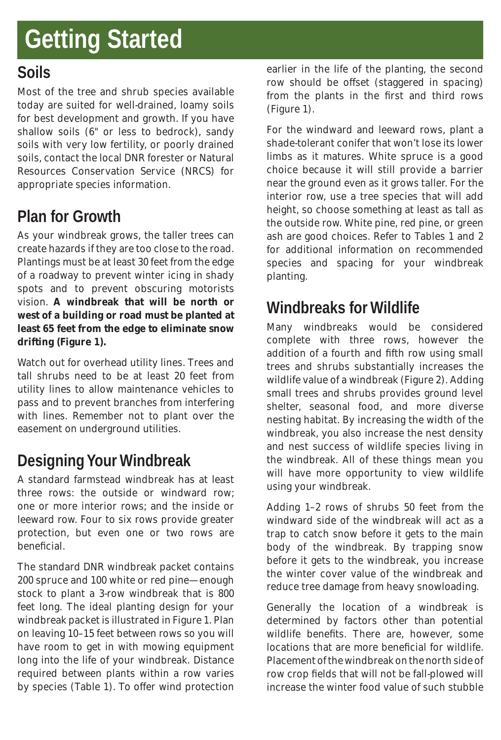# Getting Started

## Soils

Most of the tree and shrub species available today are suited for well-drained, loamy soils for best development and growth. If you have shallow soils (6" or less to bedrock), sandy soils with very low fertility, or poorly drained soils, contact the local DNR forester or Natural Resources Conservation Service (NRCS) for appropriate species information.

## Plan for Growth

As your windbreak grows, the taller trees can create hazards if they are too close to the road. Plantings must be at least 30 feet from the edge of a roadway to prevent winter icing in shady spots and to prevent obscuring motorists vision. **A windbreak that will be north or west of a building or road must be planted at least 65 feet from the edge to eliminate snow drifting (Figure 1).**

Watch out for overhead utility lines. Trees and tall shrubs need to be at least 20 feet from utility lines to allow maintenance vehicles to pass and to prevent branches from interfering with lines. Remember not to plant over the easement on underground utilities.

## Designing Your Windbreak

A standard farmstead windbreak has at least three rows: the outside or windward row; one or more interior rows; and the inside or leeward row. Four to six rows provide greater protection, but even one or two rows are beneficial.

The standard DNR windbreak packet contains 200 spruce and 100 white or red pine—enough stock to plant a 3-row windbreak that is 800 feet long. The ideal planting design for your windbreak packet is illustrated in Figure 1. Plan on leaving 10–15 feet between rows so you will have room to get in with mowing equipment long into the life of your windbreak. Distance required between plants within a row varies by species (Table 1). To offer wind protection earlier in the life of the planting, the second row should be offset (staggered in spacing) from the plants in the first and third rows (Figure 1).

For the windward and leeward rows, plant a shade-tolerant conifer that won't lose its lower limbs as it matures. White spruce is a good choice because it will still provide a barrier near the ground even as it grows taller. For the interior row, use a tree species that will add height, so choose something at least as tall as the outside row. White pine, red pine, or green ash are good choices. Refer to Tables 1 and 2 for additional information on recommended species and spacing for your windbreak planting.

## Windbreaks for Wildlife

Many windbreaks would be considered complete with three rows, however the addition of a fourth and fifth row using small trees and shrubs substantially increases the wildlife value of a windbreak (Figure 2). Adding small trees and shrubs provides ground level shelter, seasonal food, and more diverse nesting habitat. By increasing the width of the windbreak, you also increase the nest density and nest success of wildlife species living in the windbreak. All of these things mean you will have more opportunity to view wildlife using your windbreak.

Adding 1–2 rows of shrubs 50 feet from the windward side of the windbreak will act as a trap to catch snow before it gets to the main body of the windbreak. By trapping snow before it gets to the windbreak, you increase the winter cover value of the windbreak and reduce tree damage from heavy snowloading.

Generally the location of a windbreak is determined by factors other than potential wildlife benefits. There are, however, some locations that are more beneficial for wildlife. Placement of the windbreak on the north side of row crop fields that will not be fall-plowed will increase the winter food value of such stubble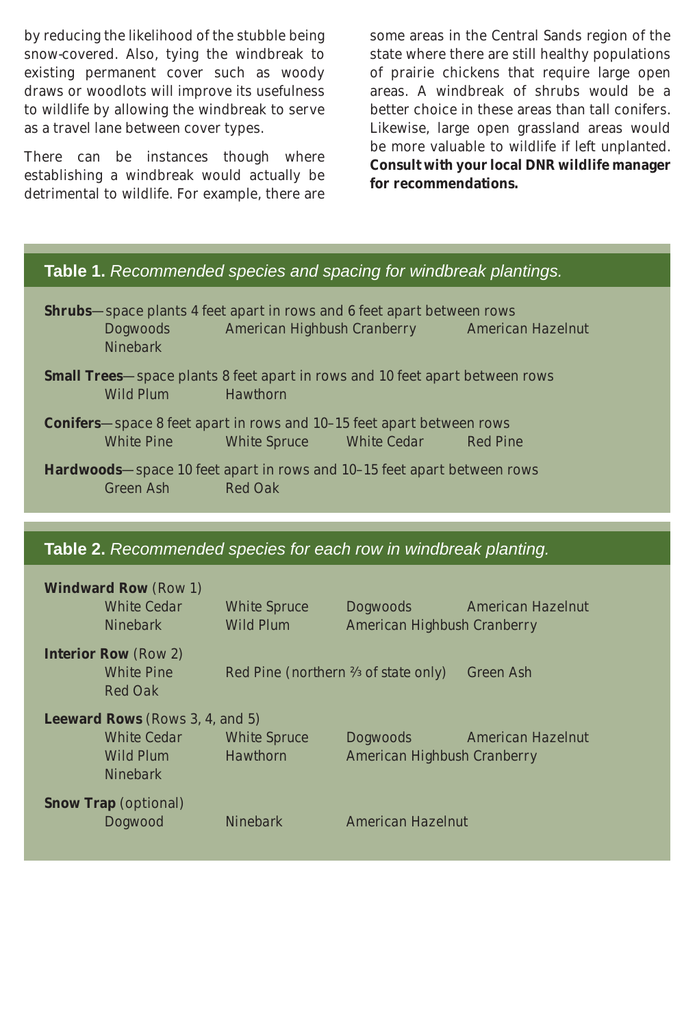by reducing the likelihood of the stubble being snow-covered. Also, tying the windbreak to existing permanent cover such as woody draws or woodlots will improve its usefulness to wildlife by allowing the windbreak to serve as a travel lane between cover types.

There can be instances though where establishing a windbreak would actually be detrimental to wildlife. For example, there are some areas in the Central Sands region of the state where there are still healthy populations of prairie chickens that require large open areas. A windbreak of shrubs would be a better choice in these areas than tall conifers. Likewise, large open grassland areas would be more valuable to wildlife if left unplanted. **Consult with your local DNR wildlife manager for recommendations.**

**Table 1.** *Recommended species and spacing for windbreak plantings.*

**Shrubs**—space plants 4 feet apart in rows and 6 feet apart between rows

- Dogwoods
- American Highbush Cranberry
- American Hazelnut
- Ninebark

**Small Trees**—space plants 8 feet apart in rows and 10 feet apart between rows

- Wild Plum
- Hawthorn

**Conifers**—space 8 feet apart in rows and 10–15 feet apart between rows

- White Pine
- White Spruce
- White Cedar
- Red Pine

**Hardwoods**—space 10 feet apart in rows and 10–15 feet apart between rows

- Green Ash
- Red Oak

**Table 2.** *Recommended species for each row in windbreak planting.*

**Windward Row** (Row 1)

- White Cedar
- White Spruce
- Dogwoods
- American Hazelnut
- Ninebark
- Wild Plum
- American Highbush Cranberry

**Interior Row** (Row 2)

- White Pine
- Red Pine (northern ⅔ of state only)
- Green Ash
- Red Oak

**Leeward Rows** (Rows 3, 4, and 5)

- White Cedar
- White Spruce
- Dogwoods
- American Hazelnut
- Wild Plum
- Hawthorn
- American Highbush Cranberry
- Ninebark

**Snow Trap** (optional)

- Dogwood
- Ninebark
- American Hazelnut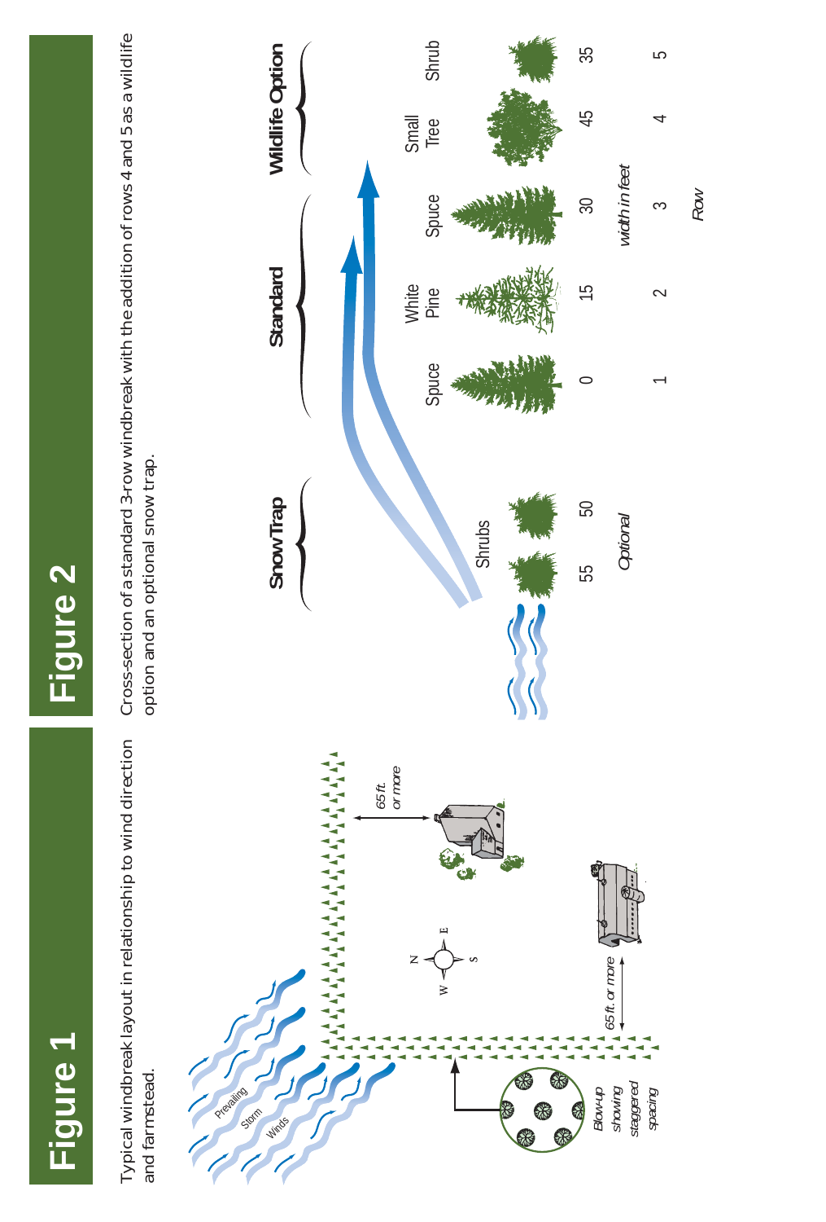# Figure 1

Typical windbreak layout in relationship to wind direction and farmstead.

# Figure 2

Cross-section of a standard 3-row windbreak with the addition of rows 4 and 5 as a wildlife option and an optional snow trap.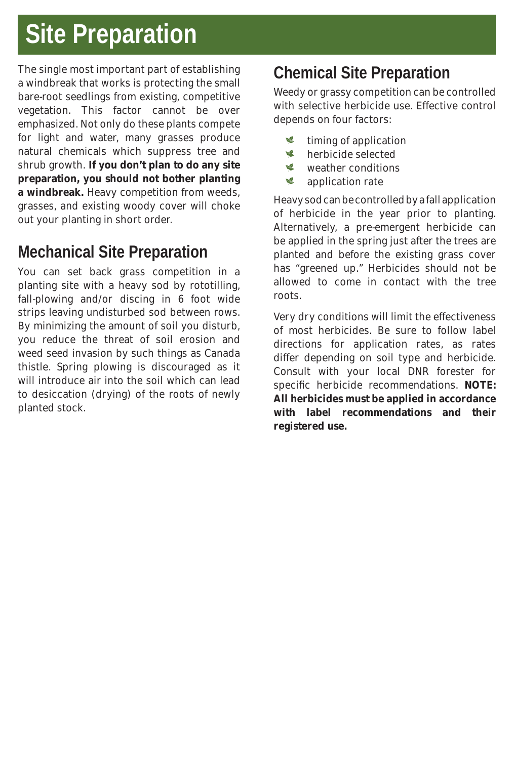# Site Preparation

The single most important part of establishing a windbreak that works is protecting the small bare-root seedlings from existing, competitive vegetation. This factor cannot be over emphasized. Not only do these plants compete for light and water, many grasses produce natural chemicals which suppress tree and shrub growth. **If you don't plan to do any site preparation, you should not bother planting a windbreak.** Heavy competition from weeds, grasses, and existing woody cover will choke out your planting in short order.

## Mechanical Site Preparation

You can set back grass competition in a planting site with a heavy sod by rototilling, fall-plowing and/or discing in 6 foot wide strips leaving undisturbed sod between rows. By minimizing the amount of soil you disturb, you reduce the threat of soil erosion and weed seed invasion by such things as Canada thistle. Spring plowing is discouraged as it will introduce air into the soil which can lead to desiccation (drying) of the roots of newly planted stock.

## Chemical Site Preparation

Weedy or grassy competition can be controlled with selective herbicide use. Effective control depends on four factors:

- timing of application
- herbicide selected
- weather conditions
- application rate

Heavy sod can be controlled by a fall application of herbicide in the year prior to planting. Alternatively, a pre-emergent herbicide can be applied in the spring just after the trees are planted and before the existing grass cover has "greened up." Herbicides should not be allowed to come in contact with the tree roots.

Very dry conditions will limit the effectiveness of most herbicides. Be sure to follow label directions for application rates, as rates differ depending on soil type and herbicide. Consult with your local DNR forester for specific herbicide recommendations. **NOTE: All herbicides must be applied in accordance with label recommendations and their registered use.**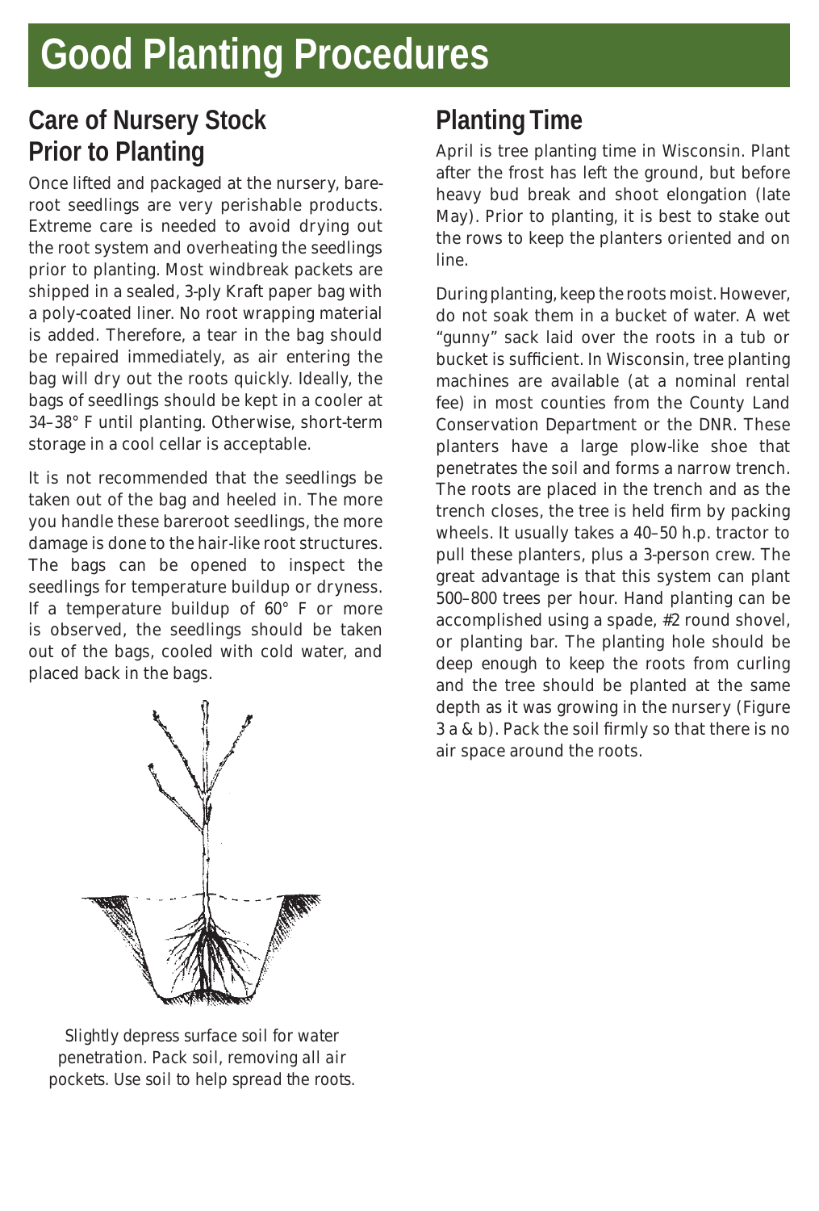# Good Planting Procedures

## Care of Nursery Stock Prior to Planting

Once lifted and packaged at the nursery, bareroot seedlings are very perishable products. Extreme care is needed to avoid drying out the root system and overheating the seedlings prior to planting. Most windbreak packets are shipped in a sealed, 3-ply Kraft paper bag with a poly-coated liner. No root wrapping material is added. Therefore, a tear in the bag should be repaired immediately, as air entering the bag will dry out the roots quickly. Ideally, the bags of seedlings should be kept in a cooler at 34–38° F until planting. Otherwise, short-term storage in a cool cellar is acceptable.

It is not recommended that the seedlings be taken out of the bag and heeled in. The more you handle these bareroot seedlings, the more damage is done to the hair-like root structures. The bags can be opened to inspect the seedlings for temperature buildup or dryness. If a temperature buildup of 60° F or more is observed, the seedlings should be taken out of the bags, cooled with cold water, and placed back in the bags.

*Slightly depress surface soil for water penetration. Pack soil, removing all air pockets. Use soil to help spread the roots.*

## Planting Time

April is tree planting time in Wisconsin. Plant after the frost has left the ground, but before heavy bud break and shoot elongation (late May). Prior to planting, it is best to stake out the rows to keep the planters oriented and on line.

During planting, keep the roots moist. However, do not soak them in a bucket of water. A wet "gunny" sack laid over the roots in a tub or bucket is sufficient. In Wisconsin, tree planting machines are available (at a nominal rental fee) in most counties from the County Land Conservation Department or the DNR. These planters have a large plow-like shoe that penetrates the soil and forms a narrow trench. The roots are placed in the trench and as the trench closes, the tree is held firm by packing wheels. It usually takes a 40–50 h.p. tractor to pull these planters, plus a 3-person crew. The great advantage is that this system can plant 500–800 trees per hour. Hand planting can be accomplished using a spade, #2 round shovel, or planting bar. The planting hole should be deep enough to keep the roots from curling and the tree should be planted at the same depth as it was growing in the nursery (Figure 3 a & b). Pack the soil firmly so that there is no air space around the roots.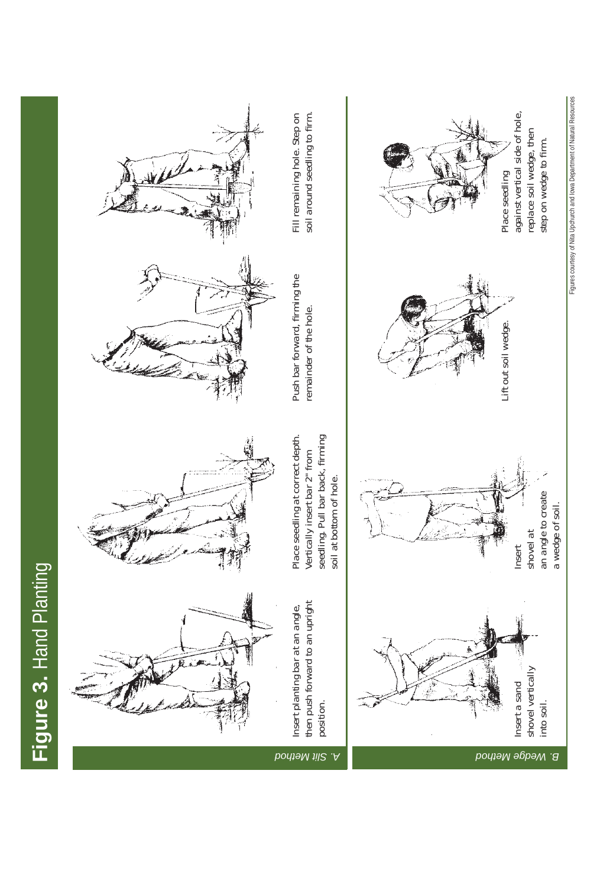# Figure 3. Hand Planting

## A. Slit Method

Insert planting bar at an angle, then push forward to an upright position.

Place seedling at correct depth. Vertically insert bar 2" from seedling. Pull bar back, firming soil at bottom of hole.

Push bar forward, firming the remainder of the hole.

Fill remaining hole. Step on soil around seedling to firm.

## B. Wedge Method

Insert a sand shovel vertically into soil.

Insert shovel at an angle to create a wedge of soil.

Lift out soil wedge.

Place seedling against vertical side of hole, replace soil wedge, then step on wedge to firm.

Figures courtesy of Nita Upchurch and Iowa Department of Natural Resources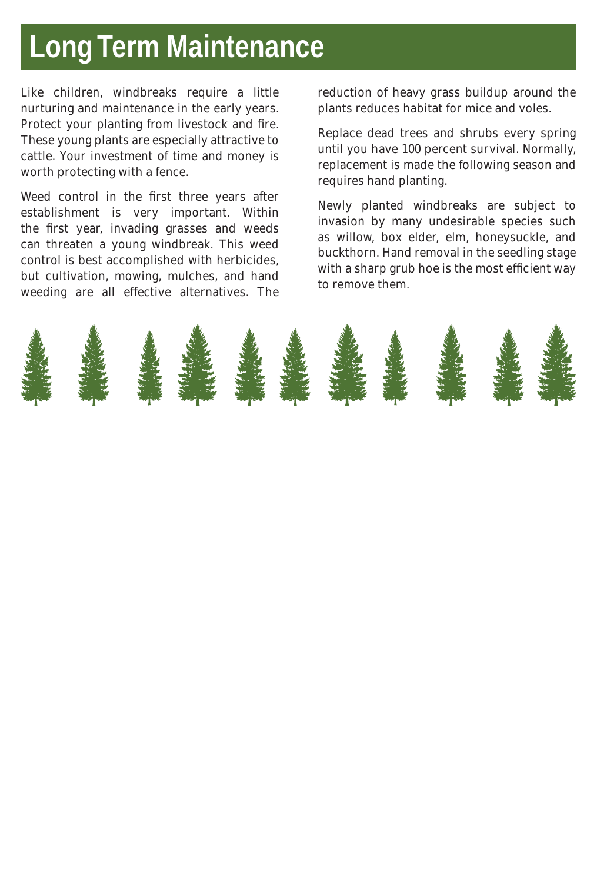# Long Term Maintenance

Like children, windbreaks require a little nurturing and maintenance in the early years. Protect your planting from livestock and fire. These young plants are especially attractive to cattle. Your investment of time and money is worth protecting with a fence.

Weed control in the first three years after establishment is very important. Within the first year, invading grasses and weeds can threaten a young windbreak. This weed control is best accomplished with herbicides, but cultivation, mowing, mulches, and hand weeding are all effective alternatives. The reduction of heavy grass buildup around the plants reduces habitat for mice and voles.

Replace dead trees and shrubs every spring until you have 100 percent survival. Normally, replacement is made the following season and requires hand planting.

Newly planted windbreaks are subject to invasion by many undesirable species such as willow, box elder, elm, honeysuckle, and buckthorn. Hand removal in the seedling stage with a sharp grub hoe is the most efficient way to remove them.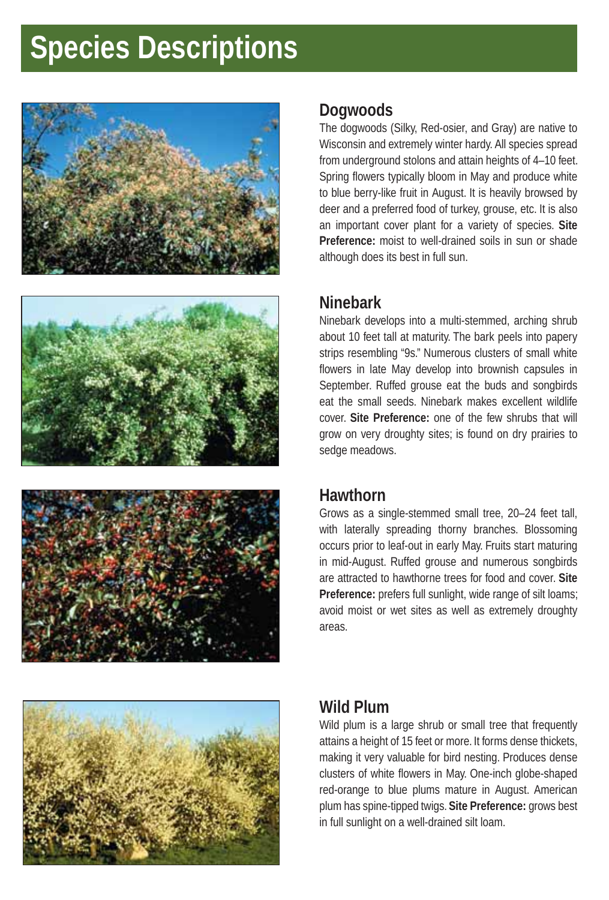# Species Descriptions

## Dogwoods

The dogwoods (Silky, Red-osier, and Gray) are native to Wisconsin and extremely winter hardy. All species spread from underground stolons and attain heights of 4–10 feet. Spring flowers typically bloom in May and produce white to blue berry-like fruit in August. It is heavily browsed by deer and a preferred food of turkey, grouse, etc. It is also an important cover plant for a variety of species. **Site Preference:** moist to well-drained soils in sun or shade although does its best in full sun.

## Ninebark

Ninebark develops into a multi-stemmed, arching shrub about 10 feet tall at maturity. The bark peels into papery strips resembling "9s." Numerous clusters of small white flowers in late May develop into brownish capsules in September. Ruffed grouse eat the buds and songbirds eat the small seeds. Ninebark makes excellent wildlife cover. **Site Preference:** one of the few shrubs that will grow on very droughty sites; is found on dry prairies to sedge meadows.

## Hawthorn

Grows as a single-stemmed small tree, 20–24 feet tall, with laterally spreading thorny branches. Blossoming occurs prior to leaf-out in early May. Fruits start maturing in mid-August. Ruffed grouse and numerous songbirds are attracted to hawthorne trees for food and cover. **Site Preference:** prefers full sunlight, wide range of silt loams; avoid moist or wet sites as well as extremely droughty areas.

## Wild Plum

Wild plum is a large shrub or small tree that frequently attains a height of 15 feet or more. It forms dense thickets, making it very valuable for bird nesting. Produces dense clusters of white flowers in May. One-inch globe-shaped red-orange to blue plums mature in August. American plum has spine-tipped twigs. **Site Preference:** grows best in full sunlight on a well-drained silt loam.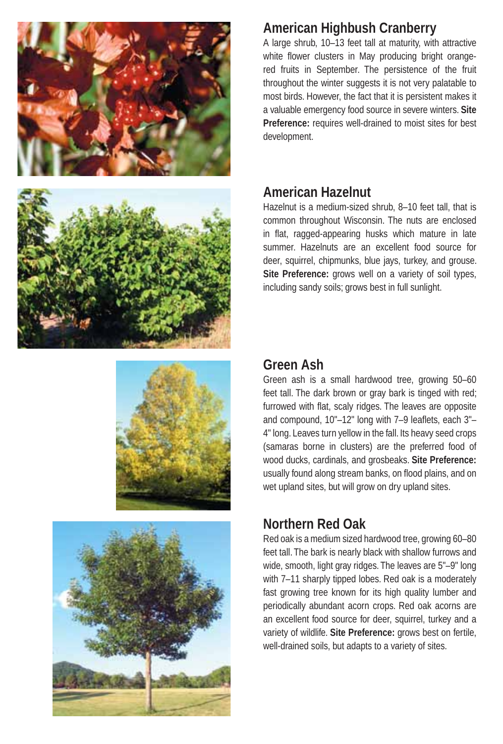## American Highbush Cranberry

A large shrub, 10–13 feet tall at maturity, with attractive white flower clusters in May producing bright orange-red fruits in September. The persistence of the fruit throughout the winter suggests it is not very palatable to most birds. However, the fact that it is persistent makes it a valuable emergency food source in severe winters. **Site Preference:** requires well-drained to moist sites for best development.

## American Hazelnut

Hazelnut is a medium-sized shrub, 8–10 feet tall, that is common throughout Wisconsin. The nuts are enclosed in flat, ragged-appearing husks which mature in late summer. Hazelnuts are an excellent food source for deer, squirrel, chipmunks, blue jays, turkey, and grouse. **Site Preference:** grows well on a variety of soil types, including sandy soils; grows best in full sunlight.

## Green Ash

Green ash is a small hardwood tree, growing 50–60 feet tall. The dark brown or gray bark is tinged with red; furrowed with flat, scaly ridges. The leaves are opposite and compound, 10"–12" long with 7–9 leaflets, each 3"–4" long. Leaves turn yellow in the fall. Its heavy seed crops (samaras borne in clusters) are the preferred food of wood ducks, cardinals, and grosbeaks. **Site Preference:** usually found along stream banks, on flood plains, and on wet upland sites, but will grow on dry upland sites.

## Northern Red Oak

Red oak is a medium sized hardwood tree, growing 60–80 feet tall. The bark is nearly black with shallow furrows and wide, smooth, light gray ridges. The leaves are 5"–9" long with 7–11 sharply tipped lobes. Red oak is a moderately fast growing tree known for its high quality lumber and periodically abundant acorn crops. Red oak acorns are an excellent food source for deer, squirrel, turkey and a variety of wildlife. **Site Preference:** grows best on fertile, well-drained soils, but adapts to a variety of sites.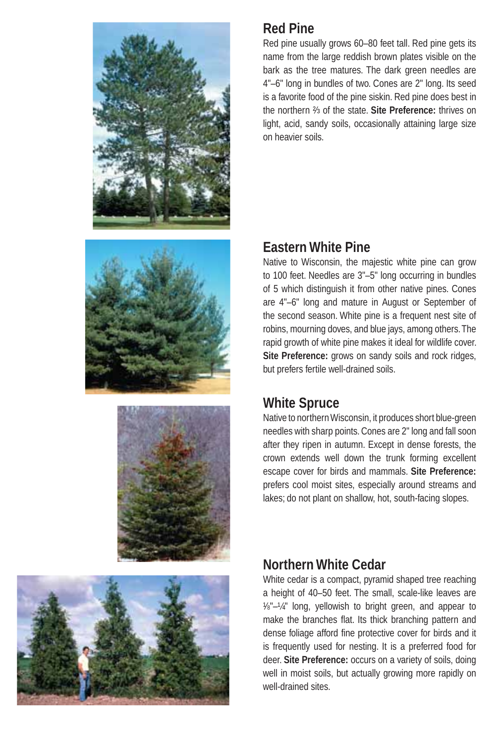## Red Pine

Red pine usually grows 60–80 feet tall. Red pine gets its name from the large reddish brown plates visible on the bark as the tree matures. The dark green needles are 4"–6" long in bundles of two. Cones are 2" long. Its seed is a favorite food of the pine siskin. Red pine does best in the northern ⅔ of the state. **Site Preference:** thrives on light, acid, sandy soils, occasionally attaining large size on heavier soils.

## Eastern White Pine

Native to Wisconsin, the majestic white pine can grow to 100 feet. Needles are 3"–5" long occurring in bundles of 5 which distinguish it from other native pines. Cones are 4"–6" long and mature in August or September of the second season. White pine is a frequent nest site of robins, mourning doves, and blue jays, among others. The rapid growth of white pine makes it ideal for wildlife cover. **Site Preference:** grows on sandy soils and rock ridges, but prefers fertile well-drained soils.

## White Spruce

Native to northern Wisconsin, it produces short blue-green needles with sharp points. Cones are 2" long and fall soon after they ripen in autumn. Except in dense forests, the crown extends well down the trunk forming excellent escape cover for birds and mammals. **Site Preference:** prefers cool moist sites, especially around streams and lakes; do not plant on shallow, hot, south-facing slopes.

## Northern White Cedar

White cedar is a compact, pyramid shaped tree reaching a height of 40–50 feet. The small, scale-like leaves are ⅛"–¼" long, yellowish to bright green, and appear to make the branches flat. Its thick branching pattern and dense foliage afford fine protective cover for birds and it is frequently used for nesting. It is a preferred food for deer. **Site Preference:** occurs on a variety of soils, doing well in moist soils, but actually growing more rapidly on well-drained sites.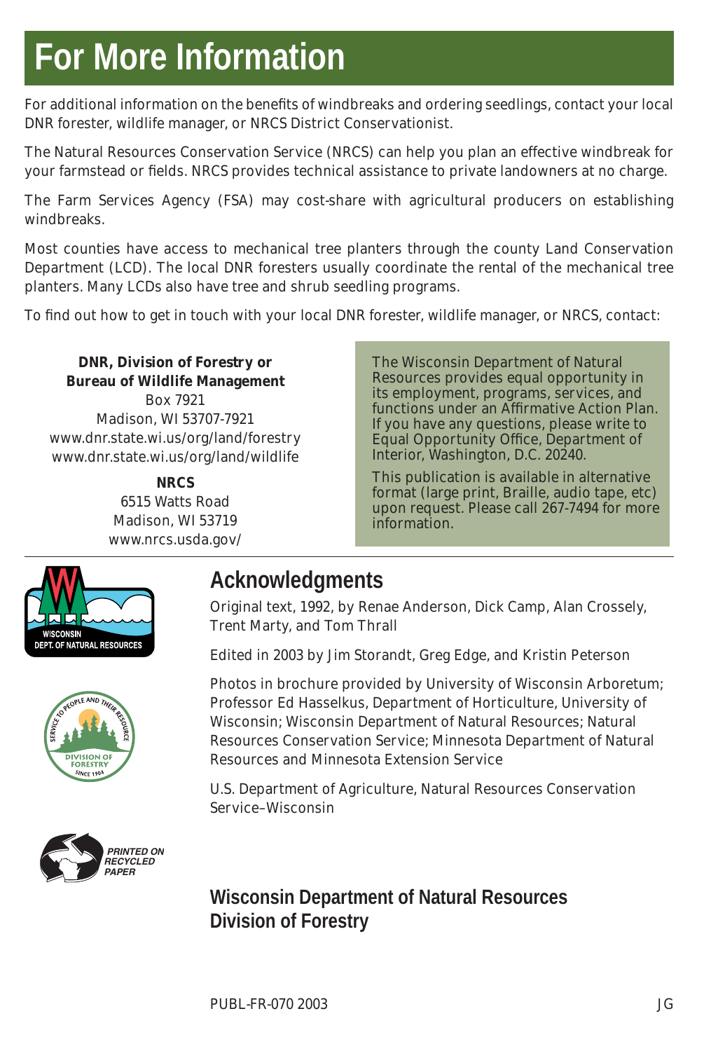# For More Information

For additional information on the benefits of windbreaks and ordering seedlings, contact your local DNR forester, wildlife manager, or NRCS District Conservationist.

The Natural Resources Conservation Service (NRCS) can help you plan an effective windbreak for your farmstead or fields. NRCS provides technical assistance to private landowners at no charge.

The Farm Services Agency (FSA) may cost-share with agricultural producers on establishing windbreaks.

Most counties have access to mechanical tree planters through the county Land Conservation Department (LCD). The local DNR foresters usually coordinate the rental of the mechanical tree planters. Many LCDs also have tree and shrub seedling programs.

To find out how to get in touch with your local DNR forester, wildlife manager, or NRCS, contact:

**DNR, Division of Forestry or Bureau of Wildlife Management**
Box 7921
Madison, WI 53707-7921
www.dnr.state.wi.us/org/land/forestry
www.dnr.state.wi.us/org/land/wildlife

**NRCS**
6515 Watts Road
Madison, WI 53719
www.nrcs.usda.gov/

The Wisconsin Department of Natural Resources provides equal opportunity in its employment, programs, services, and functions under an Affirmative Action Plan. If you have any questions, please write to Equal Opportunity Office, Department of Interior, Washington, D.C. 20240.

This publication is available in alternative format (large print, Braille, audio tape, etc) upon request. Please call 267-7494 for more information.

## Acknowledgments

Original text, 1992, by Renae Anderson, Dick Camp, Alan Crossely, Trent Marty, and Tom Thrall

Edited in 2003 by Jim Storandt, Greg Edge, and Kristin Peterson

Photos in brochure provided by University of Wisconsin Arboretum; Professor Ed Hasselkus, Department of Horticulture, University of Wisconsin; Wisconsin Department of Natural Resources; Natural Resources Conservation Service; Minnesota Department of Natural Resources and Minnesota Extension Service

U.S. Department of Agriculture, Natural Resources Conservation Service–Wisconsin

WISCONSIN DEPT. OF NATURAL RESOURCES

SERVICE TO PEOPLE AND THEIR RESOURCE
DIVISION OF FORESTRY
SINCE 1904

PRINTED ON RECYCLED PAPER

**Wisconsin Department of Natural Resources**
**Division of Forestry**

PUBL-FR-070 2003 JG